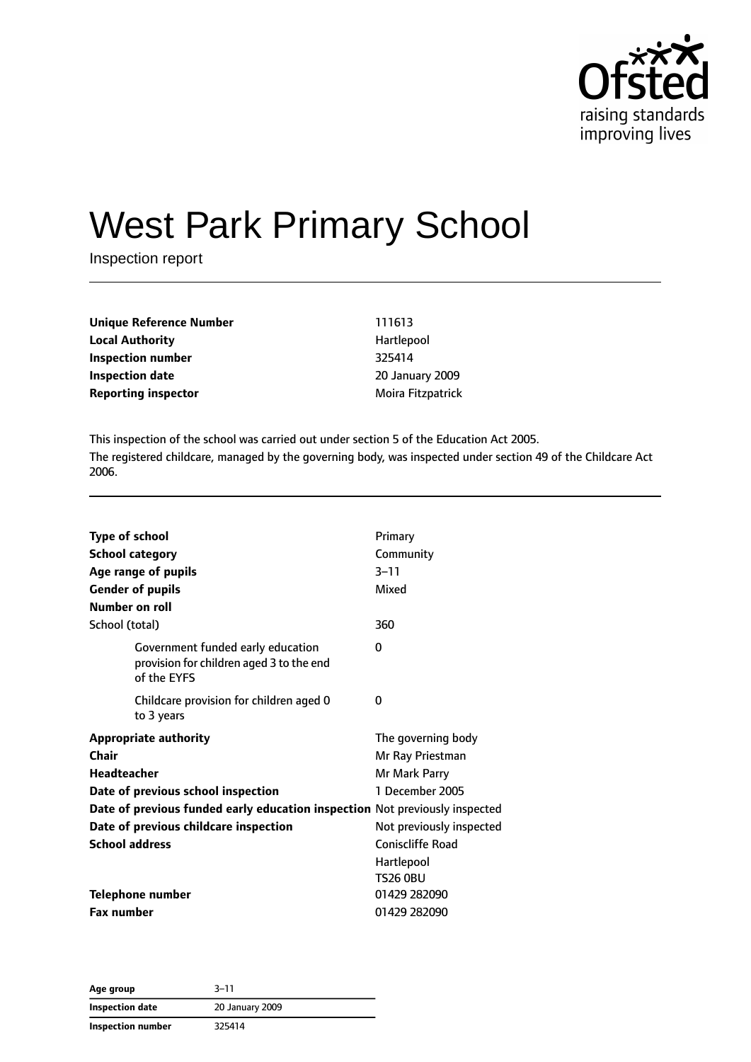# West Park Primary School

Inspection report

| | |
|---|---|
| **Unique Reference Number** | 111613 |
| **Local Authority** | Hartlepool |
| **Inspection number** | 325414 |
| **Inspection date** | 20 January 2009 |
| **Reporting inspector** | Moira Fitzpatrick |

This inspection of the school was carried out under section 5 of the Education Act 2005.

The registered childcare, managed by the governing body, was inspected under section 49 of the Childcare Act 2006.

| | |
|---|---|
| **Type of school** | Primary |
| **School category** | Community |
| **Age range of pupils** | 3–11 |
| **Gender of pupils** | Mixed |
| **Number on roll** | |
| School (total) | 360 |
| Government funded early education provision for children aged 3 to the end of the EYFS | 0 |
| Childcare provision for children aged 0 to 3 years | 0 |
| **Appropriate authority** | The governing body |
| **Chair** | Mr Ray Priestman |
| **Headteacher** | Mr Mark Parry |
| **Date of previous school inspection** | 1 December 2005 |
| **Date of previous funded early education inspection** | Not previously inspected |
| **Date of previous childcare inspection** | Not previously inspected |
| **School address** | Coniscliffe Road<br>Hartlepool<br>TS26 0BU |
| **Telephone number** | 01429 282090 |
| **Fax number** | 01429 282090 |

| | |
|---|---|
| **Age group** | 3–11 |
| **Inspection date** | 20 January 2009 |
| **Inspection number** | 325414 |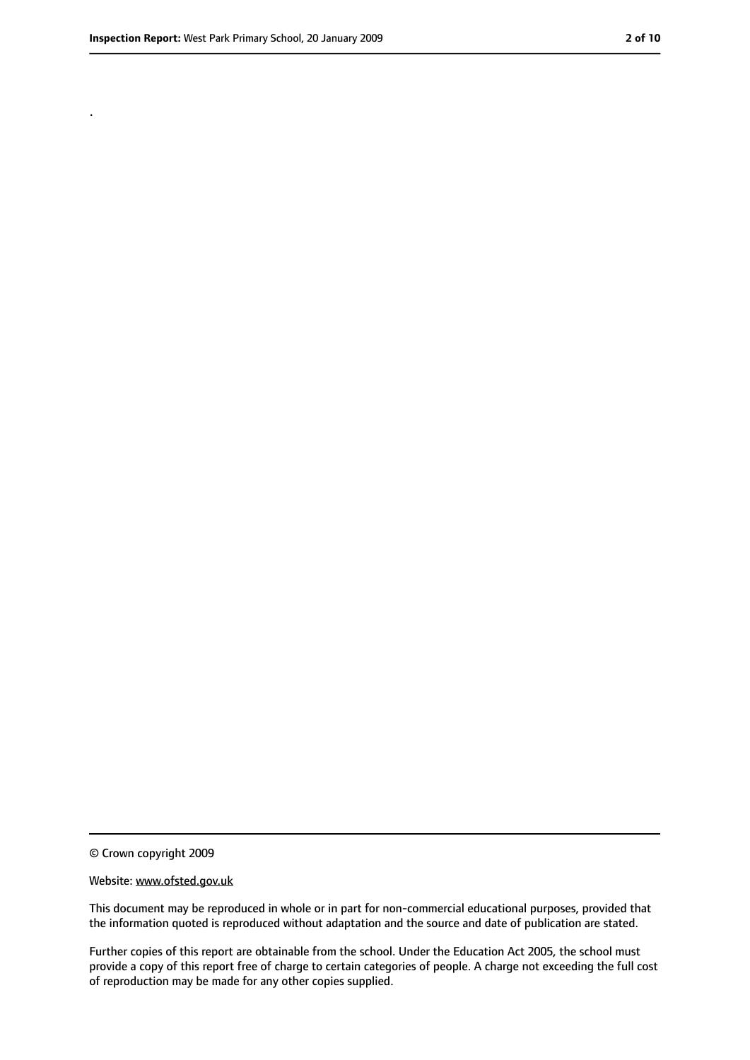.

© Crown copyright 2009

Website: www.ofsted.gov.uk

This document may be reproduced in whole or in part for non-commercial educational purposes, provided that the information quoted is reproduced without adaptation and the source and date of publication are stated.

Further copies of this report are obtainable from the school. Under the Education Act 2005, the school must provide a copy of this report free of charge to certain categories of people. A charge not exceeding the full cost of reproduction may be made for any other copies supplied.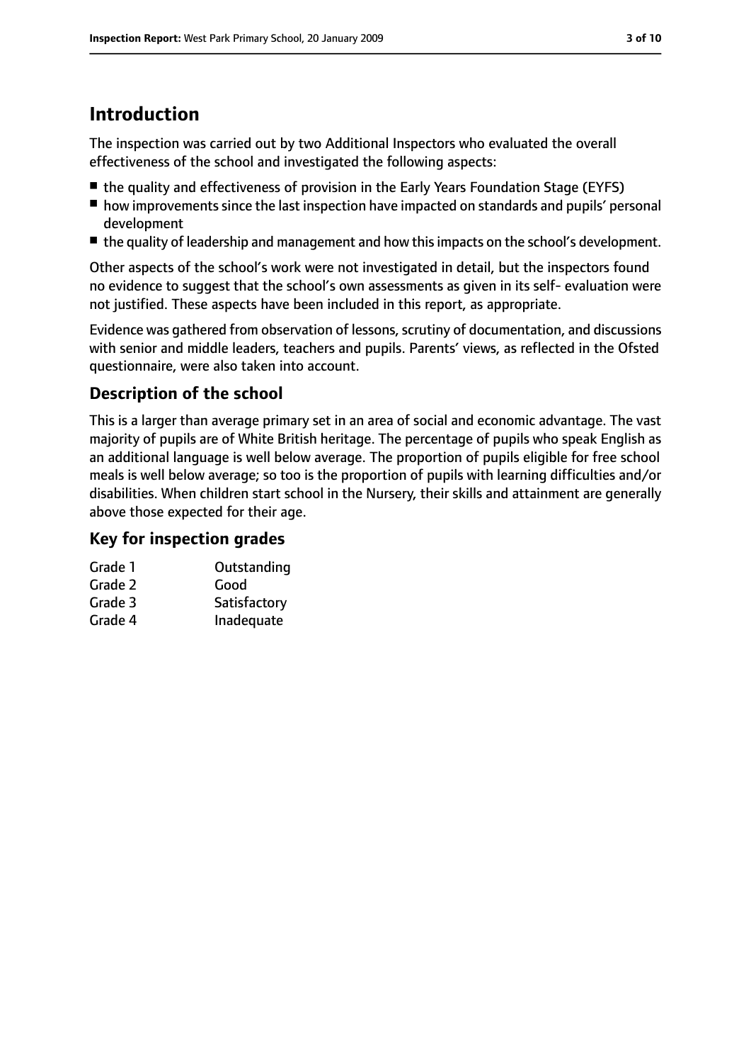# Introduction

The inspection was carried out by two Additional Inspectors who evaluated the overall effectiveness of the school and investigated the following aspects:

- the quality and effectiveness of provision in the Early Years Foundation Stage (EYFS)
- how improvements since the last inspection have impacted on standards and pupils' personal development
- the quality of leadership and management and how this impacts on the school's development.

Other aspects of the school's work were not investigated in detail, but the inspectors found no evidence to suggest that the school's own assessments as given in its self- evaluation were not justified. These aspects have been included in this report, as appropriate.

Evidence was gathered from observation of lessons, scrutiny of documentation, and discussions with senior and middle leaders, teachers and pupils. Parents' views, as reflected in the Ofsted questionnaire, were also taken into account.

## Description of the school

This is a larger than average primary set in an area of social and economic advantage. The vast majority of pupils are of White British heritage. The percentage of pupils who speak English as an additional language is well below average. The proportion of pupils eligible for free school meals is well below average; so too is the proportion of pupils with learning difficulties and/or disabilities. When children start school in the Nursery, their skills and attainment are generally above those expected for their age.

## Key for inspection grades

| | |
|---|---|
| Grade 1 | Outstanding |
| Grade 2 | Good |
| Grade 3 | Satisfactory |
| Grade 4 | Inadequate |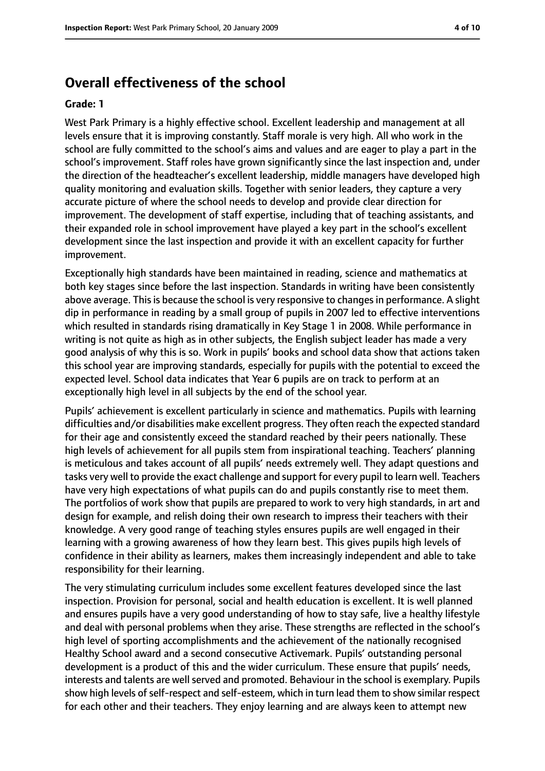## Overall effectiveness of the school

**Grade: 1**

West Park Primary is a highly effective school. Excellent leadership and management at all levels ensure that it is improving constantly. Staff morale is very high. All who work in the school are fully committed to the school's aims and values and are eager to play a part in the school's improvement. Staff roles have grown significantly since the last inspection and, under the direction of the headteacher's excellent leadership, middle managers have developed high quality monitoring and evaluation skills. Together with senior leaders, they capture a very accurate picture of where the school needs to develop and provide clear direction for improvement. The development of staff expertise, including that of teaching assistants, and their expanded role in school improvement have played a key part in the school's excellent development since the last inspection and provide it with an excellent capacity for further improvement.

Exceptionally high standards have been maintained in reading, science and mathematics at both key stages since before the last inspection. Standards in writing have been consistently above average. This is because the school is very responsive to changes in performance. A slight dip in performance in reading by a small group of pupils in 2007 led to effective interventions which resulted in standards rising dramatically in Key Stage 1 in 2008. While performance in writing is not quite as high as in other subjects, the English subject leader has made a very good analysis of why this is so. Work in pupils' books and school data show that actions taken this school year are improving standards, especially for pupils with the potential to exceed the expected level. School data indicates that Year 6 pupils are on track to perform at an exceptionally high level in all subjects by the end of the school year.

Pupils' achievement is excellent particularly in science and mathematics. Pupils with learning difficulties and/or disabilities make excellent progress. They often reach the expected standard for their age and consistently exceed the standard reached by their peers nationally. These high levels of achievement for all pupils stem from inspirational teaching. Teachers' planning is meticulous and takes account of all pupils' needs extremely well. They adapt questions and tasks very well to provide the exact challenge and support for every pupil to learn well. Teachers have very high expectations of what pupils can do and pupils constantly rise to meet them. The portfolios of work show that pupils are prepared to work to very high standards, in art and design for example, and relish doing their own research to impress their teachers with their knowledge. A very good range of teaching styles ensures pupils are well engaged in their learning with a growing awareness of how they learn best. This gives pupils high levels of confidence in their ability as learners, makes them increasingly independent and able to take responsibility for their learning.

The very stimulating curriculum includes some excellent features developed since the last inspection. Provision for personal, social and health education is excellent. It is well planned and ensures pupils have a very good understanding of how to stay safe, live a healthy lifestyle and deal with personal problems when they arise. These strengths are reflected in the school's high level of sporting accomplishments and the achievement of the nationally recognised Healthy School award and a second consecutive Activemark. Pupils' outstanding personal development is a product of this and the wider curriculum. These ensure that pupils' needs, interests and talents are well served and promoted. Behaviour in the school is exemplary. Pupils show high levels of self-respect and self-esteem, which in turn lead them to show similar respect for each other and their teachers. They enjoy learning and are always keen to attempt new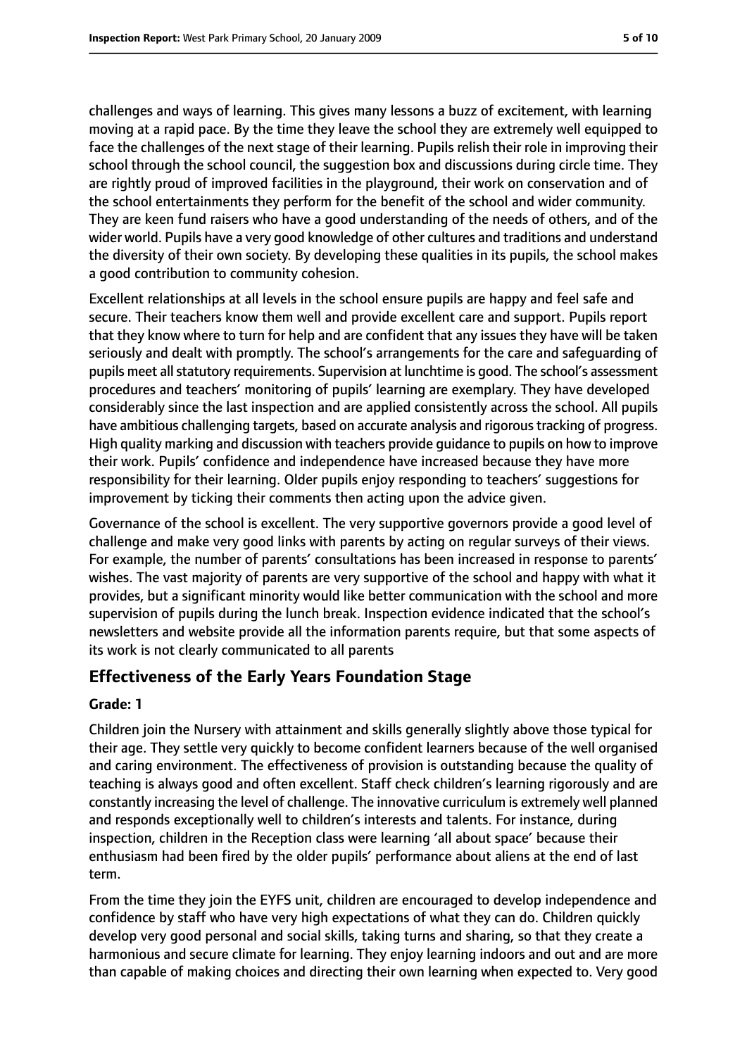challenges and ways of learning. This gives many lessons a buzz of excitement, with learning moving at a rapid pace. By the time they leave the school they are extremely well equipped to face the challenges of the next stage of their learning. Pupils relish their role in improving their school through the school council, the suggestion box and discussions during circle time. They are rightly proud of improved facilities in the playground, their work on conservation and of the school entertainments they perform for the benefit of the school and wider community. They are keen fund raisers who have a good understanding of the needs of others, and of the wider world. Pupils have a very good knowledge of other cultures and traditions and understand the diversity of their own society. By developing these qualities in its pupils, the school makes a good contribution to community cohesion.

Excellent relationships at all levels in the school ensure pupils are happy and feel safe and secure. Their teachers know them well and provide excellent care and support. Pupils report that they know where to turn for help and are confident that any issues they have will be taken seriously and dealt with promptly. The school's arrangements for the care and safeguarding of pupils meet all statutory requirements. Supervision at lunchtime is good. The school's assessment procedures and teachers' monitoring of pupils' learning are exemplary. They have developed considerably since the last inspection and are applied consistently across the school. All pupils have ambitious challenging targets, based on accurate analysis and rigorous tracking of progress. High quality marking and discussion with teachers provide guidance to pupils on how to improve their work. Pupils' confidence and independence have increased because they have more responsibility for their learning. Older pupils enjoy responding to teachers' suggestions for improvement by ticking their comments then acting upon the advice given.

Governance of the school is excellent. The very supportive governors provide a good level of challenge and make very good links with parents by acting on regular surveys of their views. For example, the number of parents' consultations has been increased in response to parents' wishes. The vast majority of parents are very supportive of the school and happy with what it provides, but a significant minority would like better communication with the school and more supervision of pupils during the lunch break. Inspection evidence indicated that the school's newsletters and website provide all the information parents require, but that some aspects of its work is not clearly communicated to all parents

## Effectiveness of the Early Years Foundation Stage

**Grade: 1**

Children join the Nursery with attainment and skills generally slightly above those typical for their age. They settle very quickly to become confident learners because of the well organised and caring environment. The effectiveness of provision is outstanding because the quality of teaching is always good and often excellent. Staff check children's learning rigorously and are constantly increasing the level of challenge. The innovative curriculum is extremely well planned and responds exceptionally well to children's interests and talents. For instance, during inspection, children in the Reception class were learning 'all about space' because their enthusiasm had been fired by the older pupils' performance about aliens at the end of last term.

From the time they join the EYFS unit, children are encouraged to develop independence and confidence by staff who have very high expectations of what they can do. Children quickly develop very good personal and social skills, taking turns and sharing, so that they create a harmonious and secure climate for learning. They enjoy learning indoors and out and are more than capable of making choices and directing their own learning when expected to. Very good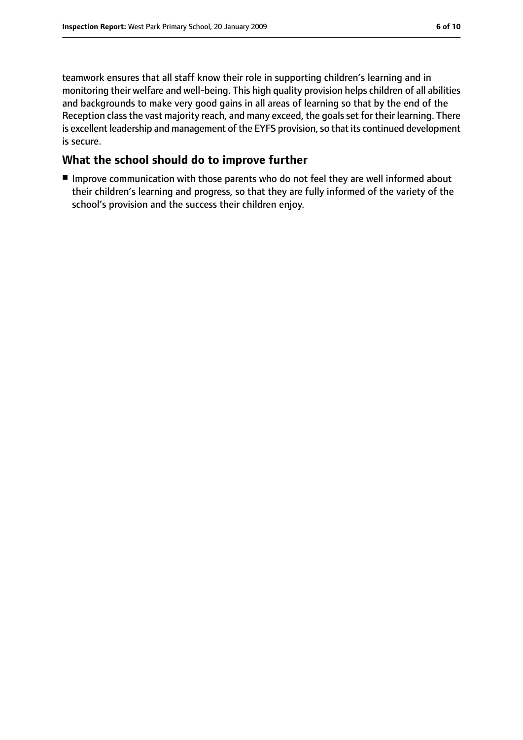teamwork ensures that all staff know their role in supporting children's learning and in monitoring their welfare and well-being. This high quality provision helps children of all abilities and backgrounds to make very good gains in all areas of learning so that by the end of the Reception class the vast majority reach, and many exceed, the goals set for their learning. There is excellent leadership and management of the EYFS provision, so that its continued development is secure.

## What the school should do to improve further

- Improve communication with those parents who do not feel they are well informed about their children's learning and progress, so that they are fully informed of the variety of the school's provision and the success their children enjoy.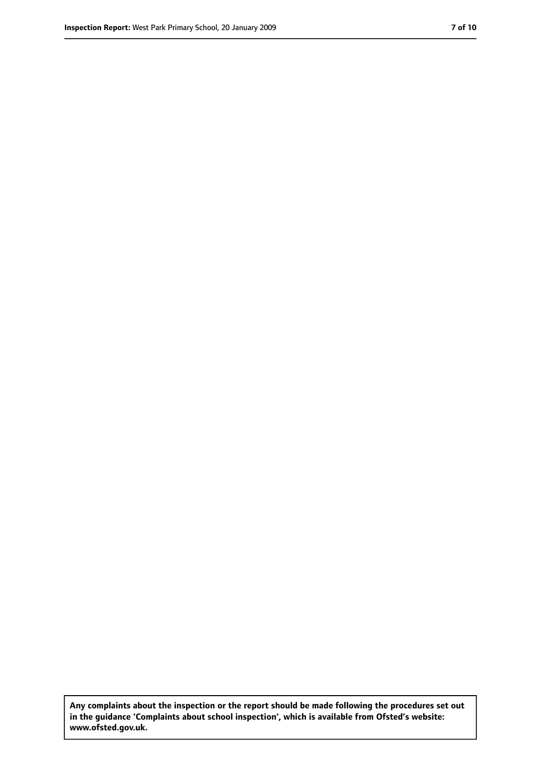**Any complaints about the inspection or the report should be made following the procedures set out in the guidance 'Complaints about school inspection', which is available from Ofsted's website: www.ofsted.gov.uk.**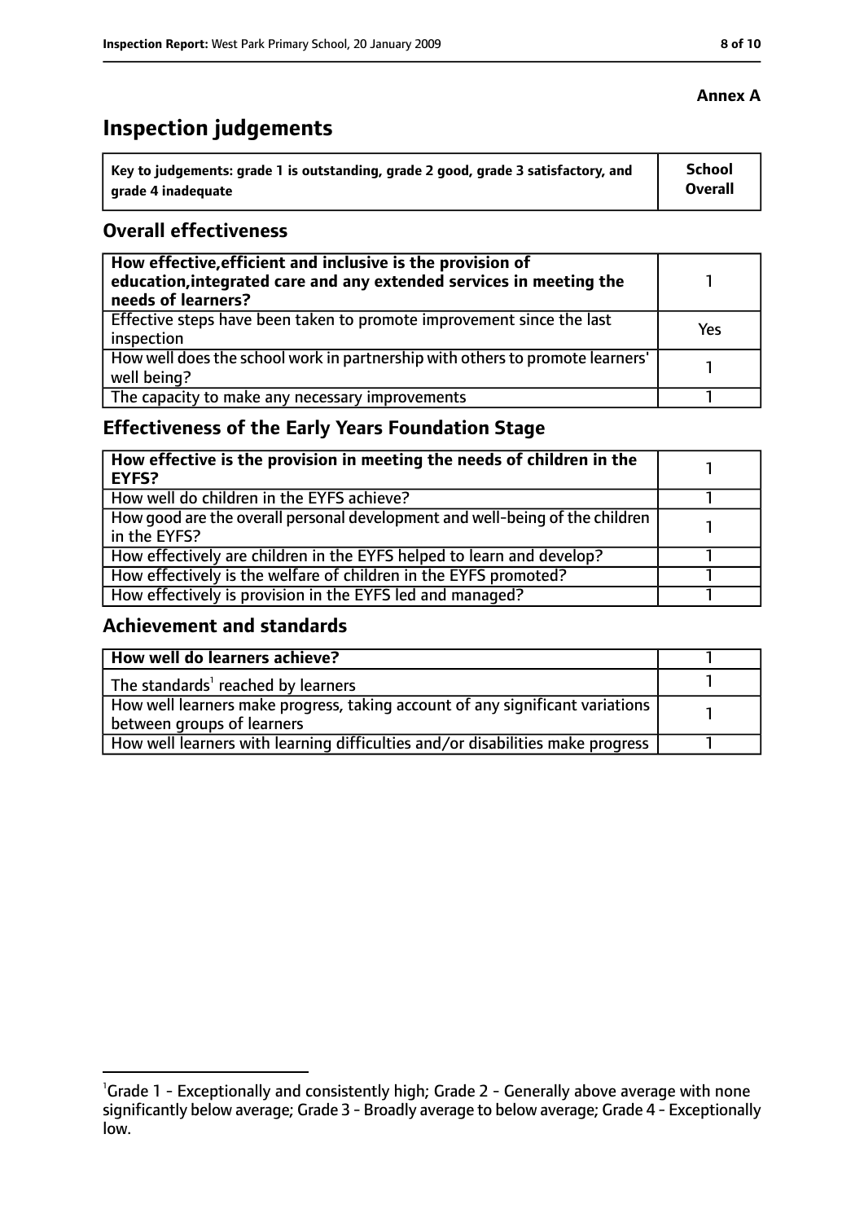**Annex A**

# Inspection judgements

| Key to judgements: grade 1 is outstanding, grade 2 good, grade 3 satisfactory, and grade 4 inadequate | School Overall |
|---|---|

## Overall effectiveness

| | |
|---|---|
| **How effective, efficient and inclusive is the provision of education, integrated care and any extended services in meeting the needs of learners?** | 1 |
| Effective steps have been taken to promote improvement since the last inspection | Yes |
| How well does the school work in partnership with others to promote learners' well being? | 1 |
| The capacity to make any necessary improvements | 1 |

## Effectiveness of the Early Years Foundation Stage

| | |
|---|---|
| **How effective is the provision in meeting the needs of children in the EYFS?** | 1 |
| How well do children in the EYFS achieve? | 1 |
| How good are the overall personal development and well-being of the children in the EYFS? | 1 |
| How effectively are children in the EYFS helped to learn and develop? | 1 |
| How effectively is the welfare of children in the EYFS promoted? | 1 |
| How effectively is provision in the EYFS led and managed? | 1 |

## Achievement and standards

| | |
|---|---|
| **How well do learners achieve?** | 1 |
| The standards[1] reached by learners | 1 |
| How well learners make progress, taking account of any significant variations between groups of learners | 1 |
| How well learners with learning difficulties and/or disabilities make progress | 1 |

[1]Grade 1 - Exceptionally and consistently high; Grade 2 - Generally above average with none significantly below average; Grade 3 - Broadly average to below average; Grade 4 - Exceptionally low.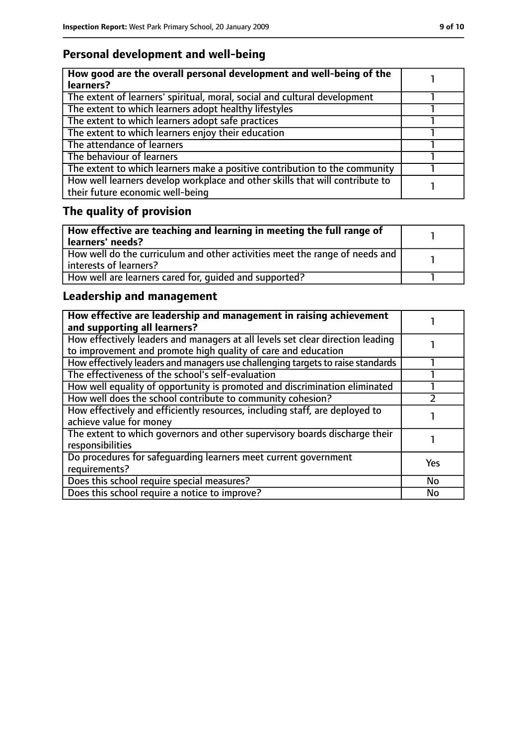## Personal development and well-being

| How good are the overall personal development and well-being of the learners? | 1 |
|---|---|
| The extent of learners' spiritual, moral, social and cultural development | 1 |
| The extent to which learners adopt healthy lifestyles | 1 |
| The extent to which learners adopt safe practices | 1 |
| The extent to which learners enjoy their education | 1 |
| The attendance of learners | 1 |
| The behaviour of learners | 1 |
| The extent to which learners make a positive contribution to the community | 1 |
| How well learners develop workplace and other skills that will contribute to their future economic well-being | 1 |

## The quality of provision

| How effective are teaching and learning in meeting the full range of learners' needs? | 1 |
|---|---|
| How well do the curriculum and other activities meet the range of needs and interests of learners? | 1 |
| How well are learners cared for, guided and supported? | 1 |

## Leadership and management

| How effective are leadership and management in raising achievement and supporting all learners? | 1 |
|---|---|
| How effectively leaders and managers at all levels set clear direction leading to improvement and promote high quality of care and education | 1 |
| How effectively leaders and managers use challenging targets to raise standards | 1 |
| The effectiveness of the school's self-evaluation | 1 |
| How well equality of opportunity is promoted and discrimination eliminated | 1 |
| How well does the school contribute to community cohesion? | 2 |
| How effectively and efficiently resources, including staff, are deployed to achieve value for money | 1 |
| The extent to which governors and other supervisory boards discharge their responsibilities | 1 |
| Do procedures for safeguarding learners meet current government requirements? | Yes |
| Does this school require special measures? | No |
| Does this school require a notice to improve? | No |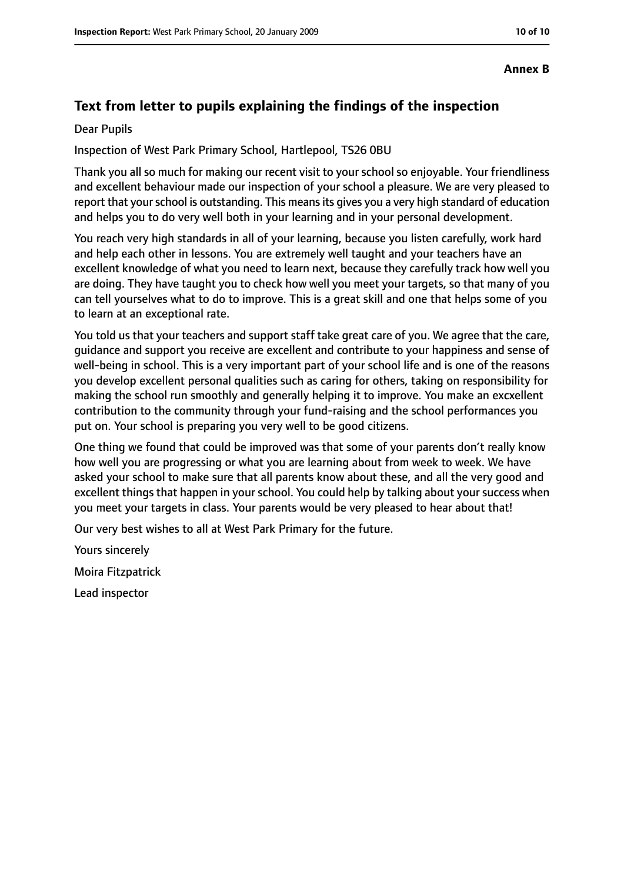**Annex B**

## Text from letter to pupils explaining the findings of the inspection

Dear Pupils

Inspection of West Park Primary School, Hartlepool, TS26 0BU

Thank you all so much for making our recent visit to your school so enjoyable. Your friendliness and excellent behaviour made our inspection of your school a pleasure. We are very pleased to report that your school is outstanding. This means its gives you a very high standard of education and helps you to do very well both in your learning and in your personal development.

You reach very high standards in all of your learning, because you listen carefully, work hard and help each other in lessons. You are extremely well taught and your teachers have an excellent knowledge of what you need to learn next, because they carefully track how well you are doing. They have taught you to check how well you meet your targets, so that many of you can tell yourselves what to do to improve. This is a great skill and one that helps some of you to learn at an exceptional rate.

You told us that your teachers and support staff take great care of you. We agree that the care, guidance and support you receive are excellent and contribute to your happiness and sense of well-being in school. This is a very important part of your school life and is one of the reasons you develop excellent personal qualities such as caring for others, taking on responsibility for making the school run smoothly and generally helping it to improve. You make an excxellent contribution to the community through your fund-raising and the school performances you put on. Your school is preparing you very well to be good citizens.

One thing we found that could be improved was that some of your parents don't really know how well you are progressing or what you are learning about from week to week. We have asked your school to make sure that all parents know about these, and all the very good and excellent things that happen in your school. You could help by talking about your success when you meet your targets in class. Your parents would be very pleased to hear about that!

Our very best wishes to all at West Park Primary for the future.

Yours sincerely

Moira Fitzpatrick

Lead inspector